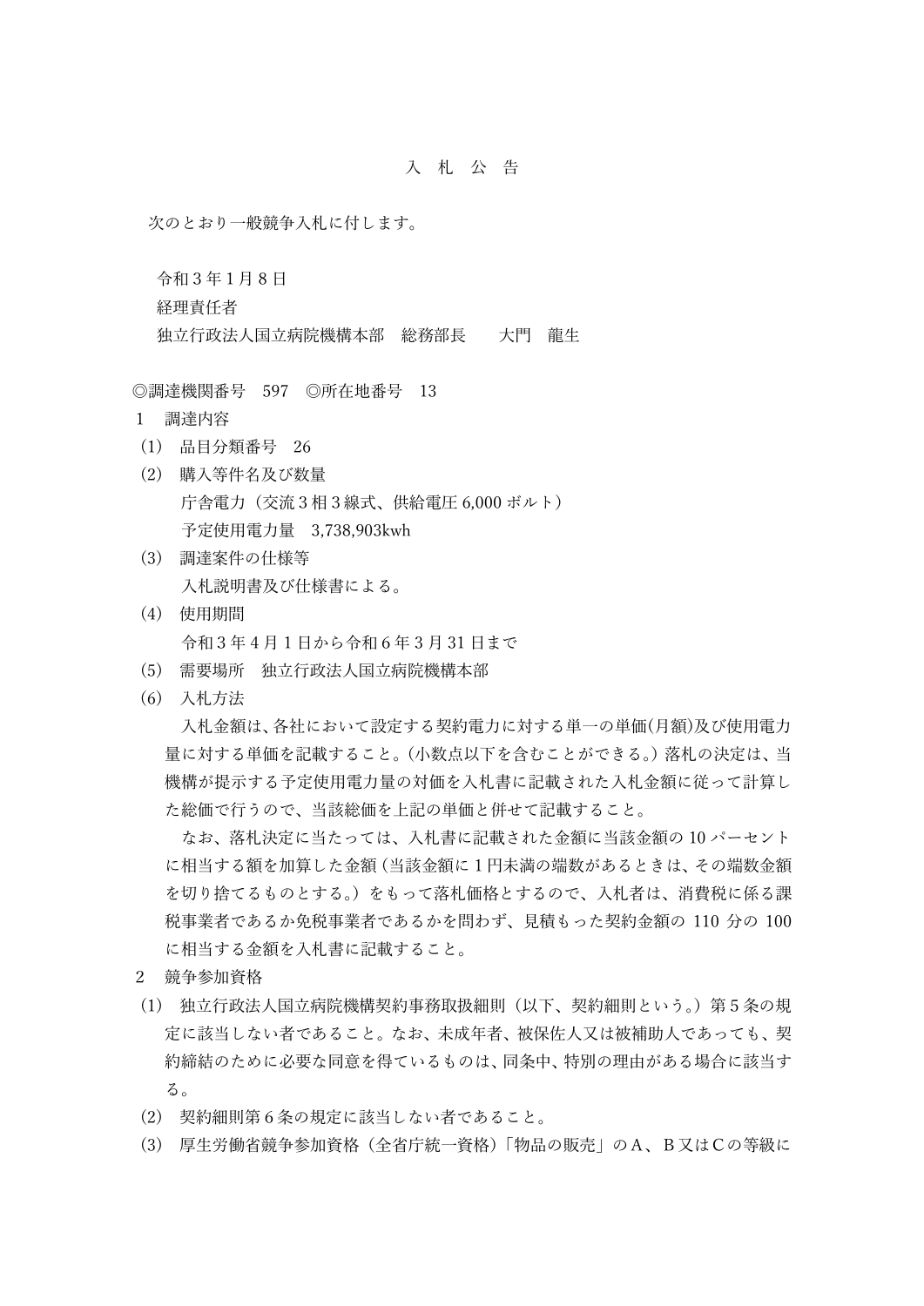# 入 札 公 告

次のとおり一般競争入札に付します。

令和３年１月８日
経理責任者
独立行政法人国立病院機構本部　総務部長　　大門　龍生

◎調達機関番号　597　◎所在地番号　13

１　調達内容

(1)　品目分類番号　26

(2)　購入等件名及び数量
庁舎電力（交流３相３線式、供給電圧 6,000 ボルト）
予定使用電力量　3,738,903kwh

(3)　調達案件の仕様等
入札説明書及び仕様書による。

(4)　使用期間
令和３年４月１日から令和６年３月 31 日まで

(5)　需要場所　独立行政法人国立病院機構本部

(6)　入札方法
入札金額は、各社において設定する契約電力に対する単一の単価(月額)及び使用電力量に対する単価を記載すること。（小数点以下を含むことができる。）落札の決定は、当機構が提示する予定使用電力量の対価を入札書に記載された入札金額に従って計算した総価で行うので、当該総価を上記の単価と併せて記載すること。
なお、落札決定に当たっては、入札書に記載された金額に当該金額の 10 パーセントに相当する額を加算した金額（当該金額に１円未満の端数があるときは、その端数金額を切り捨てるものとする。）をもって落札価格とするので、入札者は、消費税に係る課税事業者であるか免税事業者であるかを問わず、見積もった契約金額の 110 分の 100 に相当する金額を入札書に記載すること。

２　競争参加資格

(1)　独立行政法人国立病院機構契約事務取扱細則（以下、契約細則という。）第５条の規定に該当しない者であること。なお、未成年者、被保佐人又は被補助人であっても、契約締結のために必要な同意を得ているものは、同条中、特別の理由がある場合に該当する。

(2)　契約細則第６条の規定に該当しない者であること。

(3)　厚生労働省競争参加資格（全省庁統一資格）「物品の販売」のＡ、Ｂ又はＣの等級に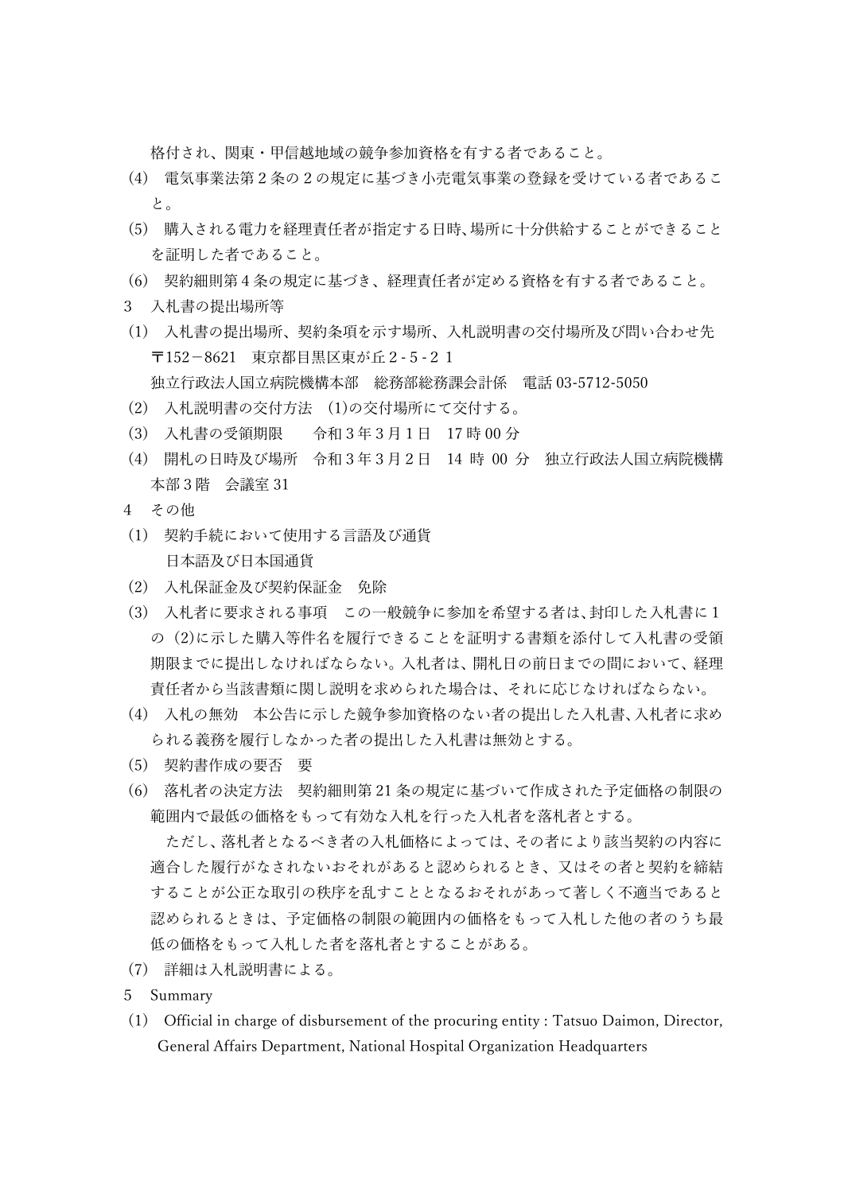格付され、関東・甲信越地域の競争参加資格を有する者であること。

(4)　電気事業法第２条の２の規定に基づき小売電気事業の登録を受けている者であること。

(5)　購入される電力を経理責任者が指定する日時、場所に十分供給することができることを証明した者であること。

(6)　契約細則第４条の規定に基づき、経理責任者が定める資格を有する者であること。

3　入札書の提出場所等

(1)　入札書の提出場所、契約条項を示す場所、入札説明書の交付場所及び問い合わせ先
〒152－8621　東京都目黒区東が丘２-５-２１
独立行政法人国立病院機構本部　総務部総務課会計係　電話 03-5712-5050

(2)　入札説明書の交付方法　(1)の交付場所にて交付する。

(3)　入札書の受領期限　　令和３年３月１日　17 時 00 分

(4)　開札の日時及び場所　令和３年３月２日　14 時 00 分　独立行政法人国立病院機構本部３階　会議室 31

4　その他

(1)　契約手続において使用する言語及び通貨
日本語及び日本国通貨

(2)　入札保証金及び契約保証金　免除

(3)　入札者に要求される事項　この一般競争に参加を希望する者は、封印した入札書に１の（2)に示した購入等件名を履行できることを証明する書類を添付して入札書の受領期限までに提出しなければならない。入札者は、開札日の前日までの間において、経理責任者から当該書類に関し説明を求められた場合は、それに応じなければならない。

(4)　入札の無効　本公告に示した競争参加資格のない者の提出した入札書、入札者に求められる義務を履行しなかった者の提出した入札書は無効とする。

(5)　契約書作成の要否　要

(6)　落札者の決定方法　契約細則第 21 条の規定に基づいて作成された予定価格の制限の範囲内で最低の価格をもって有効な入札を行った入札者を落札者とする。
　ただし、落札者となるべき者の入札価格によっては、その者により該当契約の内容に適合した履行がなされないおそれがあると認められるとき、又はその者と契約を締結することが公正な取引の秩序を乱すこととなるおそれがあって著しく不適当であると認められるときは、予定価格の制限の範囲内の価格をもって入札した他の者のうち最低の価格をもって入札した者を落札者とすることがある。

(7)　詳細は入札説明書による。

5　Summary

(1)　Official in charge of disbursement of the procuring entity : Tatsuo Daimon, Director, General Affairs Department, National Hospital Organization Headquarters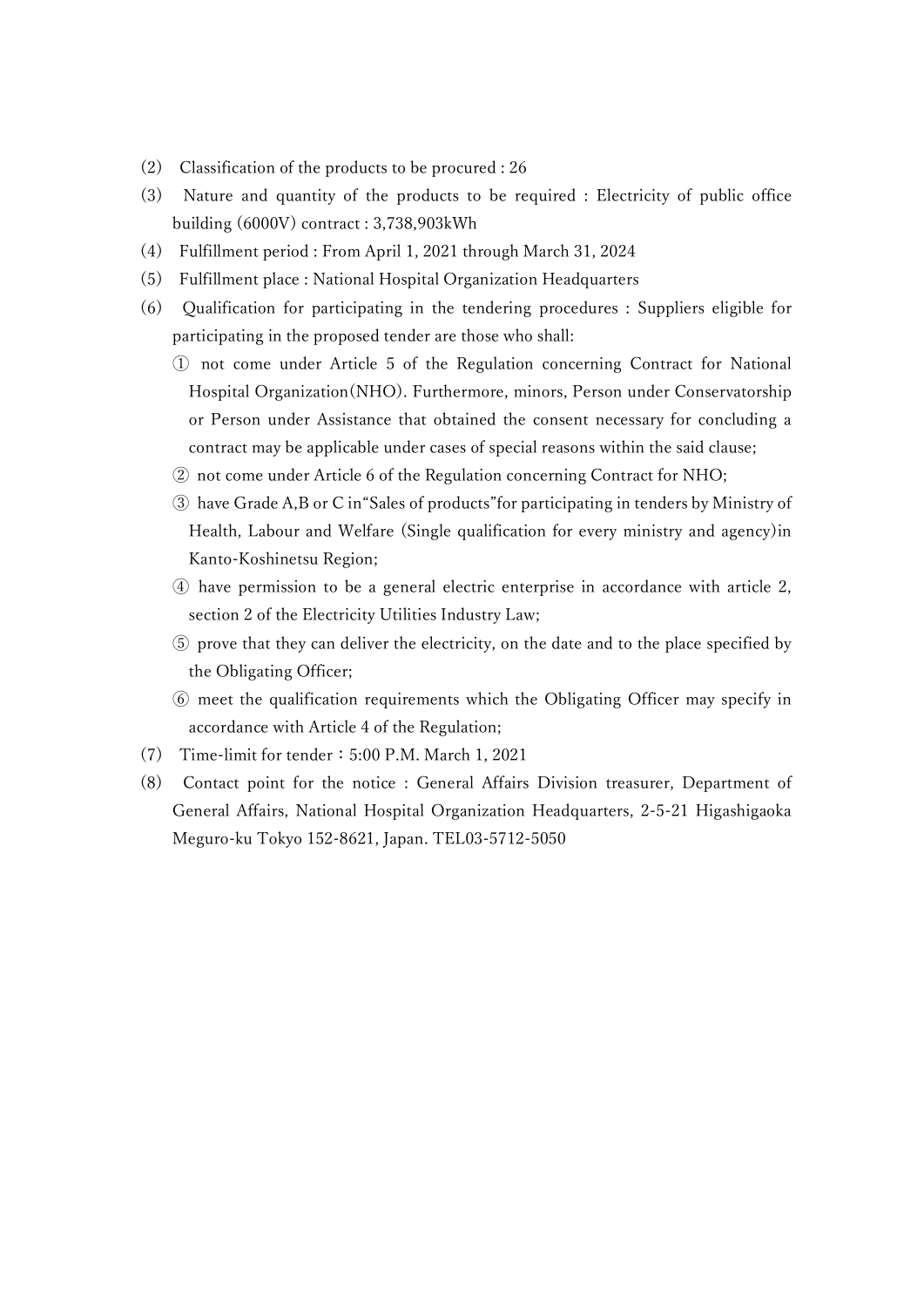(2) Classification of the products to be procured : 26

(3) Nature and quantity of the products to be required : Electricity of public office building (6000V) contract : 3,738,903kWh

(4) Fulfillment period : From April 1, 2021 through March 31, 2024

(5) Fulfillment place : National Hospital Organization Headquarters

(6) Qualification for participating in the tendering procedures : Suppliers eligible for participating in the proposed tender are those who shall:

① not come under Article 5 of the Regulation concerning Contract for National Hospital Organization(NHO). Furthermore, minors, Person under Conservatorship or Person under Assistance that obtained the consent necessary for concluding a contract may be applicable under cases of special reasons within the said clause;

② not come under Article 6 of the Regulation concerning Contract for NHO;

③ have Grade A,B or C in"Sales of products"for participating in tenders by Ministry of Health, Labour and Welfare (Single qualification for every ministry and agency)in Kanto-Koshinetsu Region;

④ have permission to be a general electric enterprise in accordance with article 2, section 2 of the Electricity Utilities Industry Law;

⑤ prove that they can deliver the electricity, on the date and to the place specified by the Obligating Officer;

⑥ meet the qualification requirements which the Obligating Officer may specify in accordance with Article 4 of the Regulation;

(7) Time-limit for tender：5:00 P.M. March 1, 2021

(8) Contact point for the notice : General Affairs Division treasurer, Department of General Affairs, National Hospital Organization Headquarters, 2-5-21 Higashigaoka Meguro-ku Tokyo 152-8621, Japan. TEL03-5712-5050